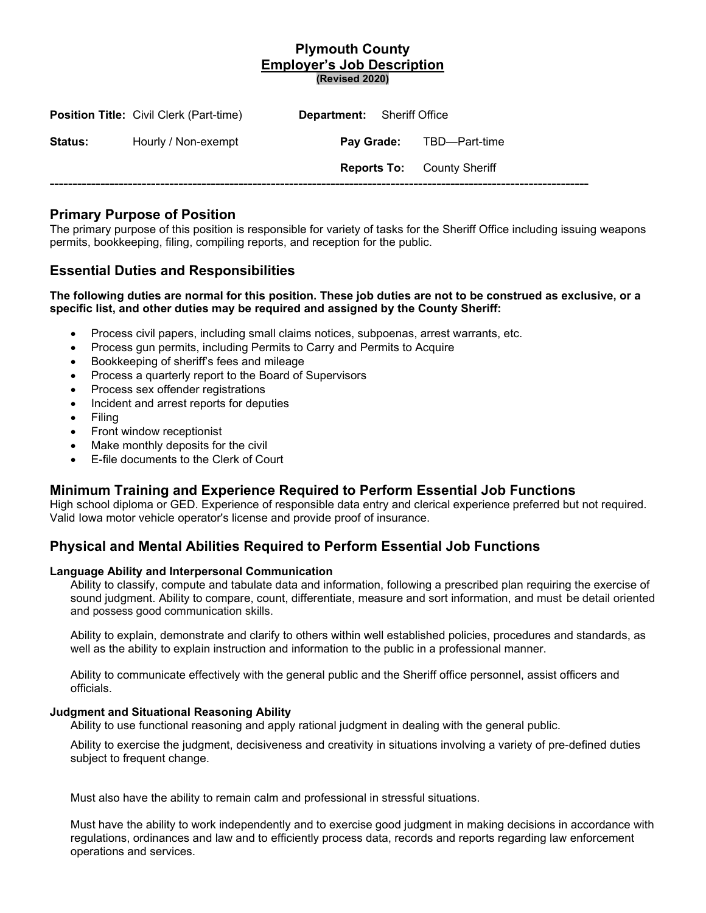# Plymouth County
## Employer's Job Description
**(Revised 2020)**

| | | | |
|---|---|---|---|
| **Position Title:** | Civil Clerk (Part-time) | **Department:** | Sheriff Office |
| **Status:** | Hourly / Non-exempt | **Pay Grade:** | TBD—Part-time |
| | | **Reports To:** | County Sheriff |

---

## Primary Purpose of Position

The primary purpose of this position is responsible for variety of tasks for the Sheriff Office including issuing weapons permits, bookkeeping, filing, compiling reports, and reception for the public.

## Essential Duties and Responsibilities

**The following duties are normal for this position. These job duties are not to be construed as exclusive, or a specific list, and other duties may be required and assigned by the County Sheriff:**

- Process civil papers, including small claims notices, subpoenas, arrest warrants, etc.
- Process gun permits, including Permits to Carry and Permits to Acquire
- Bookkeeping of sheriff's fees and mileage
- Process a quarterly report to the Board of Supervisors
- Process sex offender registrations
- Incident and arrest reports for deputies
- Filing
- Front window receptionist
- Make monthly deposits for the civil
- E-file documents to the Clerk of Court

## Minimum Training and Experience Required to Perform Essential Job Functions

High school diploma or GED. Experience of responsible data entry and clerical experience preferred but not required. Valid Iowa motor vehicle operator's license and provide proof of insurance.

## Physical and Mental Abilities Required to Perform Essential Job Functions

### Language Ability and Interpersonal Communication

Ability to classify, compute and tabulate data and information, following a prescribed plan requiring the exercise of sound judgment. Ability to compare, count, differentiate, measure and sort information, and must be detail oriented and possess good communication skills.

Ability to explain, demonstrate and clarify to others within well established policies, procedures and standards, as well as the ability to explain instruction and information to the public in a professional manner.

Ability to communicate effectively with the general public and the Sheriff office personnel, assist officers and officials.

### Judgment and Situational Reasoning Ability

Ability to use functional reasoning and apply rational judgment in dealing with the general public.

Ability to exercise the judgment, decisiveness and creativity in situations involving a variety of pre-defined duties subject to frequent change.

Must also have the ability to remain calm and professional in stressful situations.

Must have the ability to work independently and to exercise good judgment in making decisions in accordance with regulations, ordinances and law and to efficiently process data, records and reports regarding law enforcement operations and services.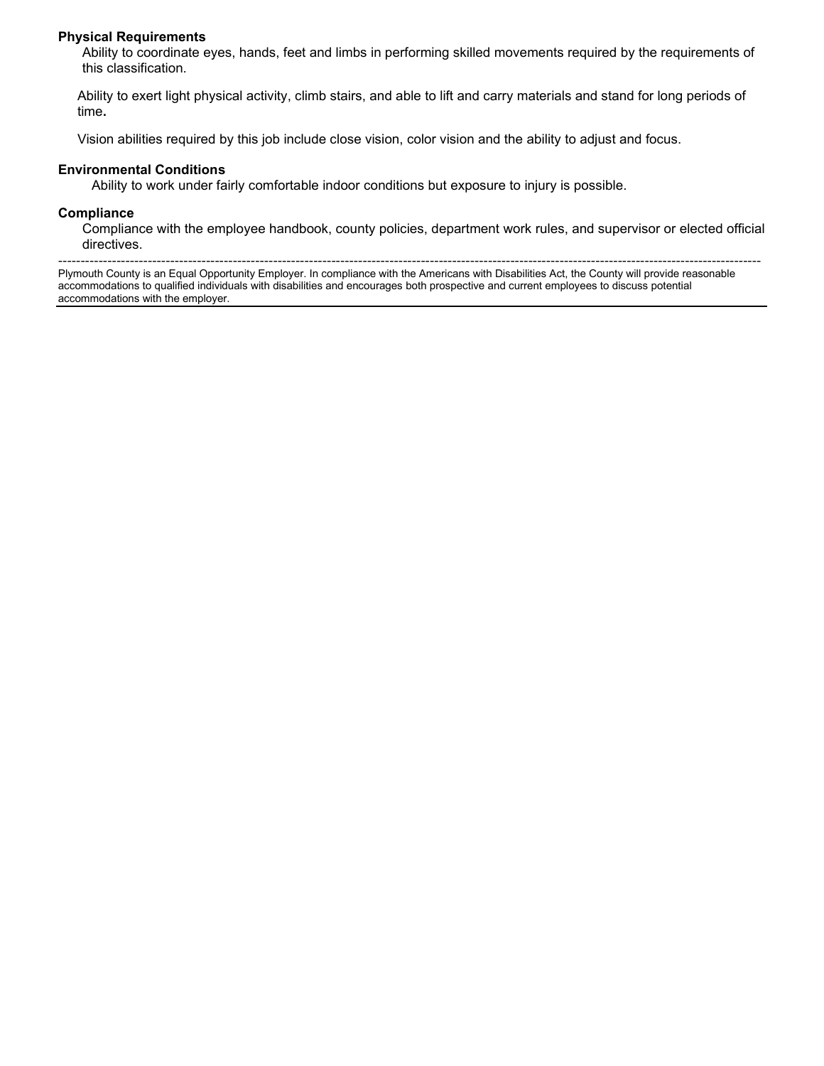**Physical Requirements**

Ability to coordinate eyes, hands, feet and limbs in performing skilled movements required by the requirements of this classification.

Ability to exert light physical activity, climb stairs, and able to lift and carry materials and stand for long periods of time**.**

Vision abilities required by this job include close vision, color vision and the ability to adjust and focus.

**Environmental Conditions**

Ability to work under fairly comfortable indoor conditions but exposure to injury is possible.

**Compliance**

Compliance with the employee handbook, county policies, department work rules, and supervisor or elected official directives.

---

Plymouth County is an Equal Opportunity Employer. In compliance with the Americans with Disabilities Act, the County will provide reasonable accommodations to qualified individuals with disabilities and encourages both prospective and current employees to discuss potential accommodations with the employer.